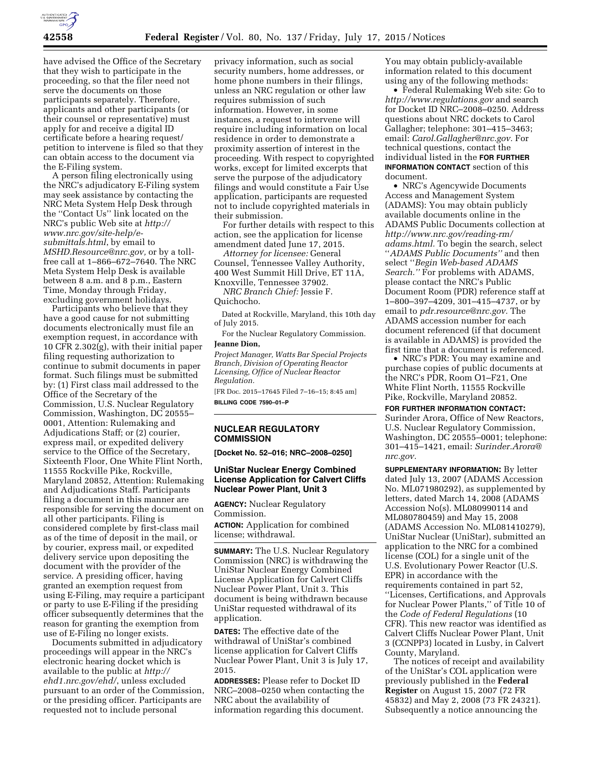have advised the Office of the Secretary that they wish to participate in the proceeding, so that the filer need not serve the documents on those participants separately. Therefore, applicants and other participants (or their counsel or representative) must apply for and receive a digital ID certificate before a hearing request/petition to intervene is filed so that they can obtain access to the document via the E-Filing system.

A person filing electronically using the NRC's adjudicatory E-Filing system may seek assistance by contacting the NRC Meta System Help Desk through the ''Contact Us'' link located on the NRC's public Web site at *http://www.nrc.gov/site-help/e-submittals.html*, by email to *MSHD.Resource@nrc.gov,* or by a toll-free call at 1–866–672–7640. The NRC Meta System Help Desk is available between 8 a.m. and 8 p.m., Eastern Time, Monday through Friday, excluding government holidays.

Participants who believe that they have a good cause for not submitting documents electronically must file an exemption request, in accordance with 10 CFR 2.302(g), with their initial paper filing requesting authorization to continue to submit documents in paper format. Such filings must be submitted by: (1) First class mail addressed to the Office of the Secretary of the Commission, U.S. Nuclear Regulatory Commission, Washington, DC 20555–0001, Attention: Rulemaking and Adjudications Staff; or (2) courier, express mail, or expedited delivery service to the Office of the Secretary, Sixteenth Floor, One White Flint North, 11555 Rockville Pike, Rockville, Maryland 20852, Attention: Rulemaking and Adjudications Staff. Participants filing a document in this manner are responsible for serving the document on all other participants. Filing is considered complete by first-class mail as of the time of deposit in the mail, or by courier, express mail, or expedited delivery service upon depositing the document with the provider of the service. A presiding officer, having granted an exemption request from using E-Filing, may require a participant or party to use E-Filing if the presiding officer subsequently determines that the reason for granting the exemption from use of E-Filing no longer exists.

Documents submitted in adjudicatory proceedings will appear in the NRC's electronic hearing docket which is available to the public at *http://ehd1.nrc.gov/ehd/*, unless excluded pursuant to an order of the Commission, or the presiding officer. Participants are requested not to include personal privacy information, such as social security numbers, home addresses, or home phone numbers in their filings, unless an NRC regulation or other law requires submission of such information. However, in some instances, a request to intervene will require including information on local residence in order to demonstrate a proximity assertion of interest in the proceeding. With respect to copyrighted works, except for limited excerpts that serve the purpose of the adjudicatory filings and would constitute a Fair Use application, participants are requested not to include copyrighted materials in their submission.

For further details with respect to this action, see the application for license amendment dated June 17, 2015.

*Attorney for licensee:* General Counsel, Tennessee Valley Authority, 400 West Summit Hill Drive, ET 11A, Knoxville, Tennessee 37902.

*NRC Branch Chief:* Jessie F. Quichocho.

Dated at Rockville, Maryland, this 10th day of July 2015.

For the Nuclear Regulatory Commission.

**Jeanne Dion,**

*Project Manager, Watts Bar Special Projects Branch, Division of Operating Reactor Licensing, Office of Nuclear Reactor Regulation.*

[FR Doc. 2015–17645 Filed 7–16–15; 8:45 am]

**BILLING CODE 7590–01–P**

## NUCLEAR REGULATORY COMMISSION

**[Docket No. 52–016; NRC–2008–0250]**

### UniStar Nuclear Energy Combined License Application for Calvert Cliffs Nuclear Power Plant, Unit 3

**AGENCY:** Nuclear Regulatory Commission.

**ACTION:** Application for combined license; withdrawal.

**SUMMARY:** The U.S. Nuclear Regulatory Commission (NRC) is withdrawing the UniStar Nuclear Energy Combined License Application for Calvert Cliffs Nuclear Power Plant, Unit 3. This document is being withdrawn because UniStar requested withdrawal of its application.

**DATES:** The effective date of the withdrawal of UniStar's combined license application for Calvert Cliffs Nuclear Power Plant, Unit 3 is July 17, 2015.

**ADDRESSES:** Please refer to Docket ID NRC–2008–0250 when contacting the NRC about the availability of information regarding this document. You may obtain publicly-available information related to this document using any of the following methods:

- Federal Rulemaking Web site: Go to *http://www.regulations.gov* and search for Docket ID NRC–2008–0250. Address questions about NRC dockets to Carol Gallagher; telephone: 301–415–3463; email: *Carol.Gallagher@nrc.gov*. For technical questions, contact the individual listed in the **FOR FURTHER INFORMATION CONTACT** section of this document.
- NRC's Agencywide Documents Access and Management System (ADAMS): You may obtain publicly available documents online in the ADAMS Public Documents collection at *http://www.nrc.gov/reading-rm/adams.html*. To begin the search, select ''*ADAMS Public Documents''* and then select ''*Begin Web-based ADAMS Search.''* For problems with ADAMS, please contact the NRC's Public Document Room (PDR) reference staff at 1–800–397–4209, 301–415–4737, or by email to *pdr.resource@nrc.gov*. The ADAMS accession number for each document referenced (if that document is available in ADAMS) is provided the first time that a document is referenced.
- NRC's PDR: You may examine and purchase copies of public documents at the NRC's PDR, Room O1–F21, One White Flint North, 11555 Rockville Pike, Rockville, Maryland 20852.

**FOR FURTHER INFORMATION CONTACT:** Surinder Arora, Office of New Reactors, U.S. Nuclear Regulatory Commission, Washington, DC 20555–0001; telephone: 301–415–1421, email: *Surinder.Arora@nrc.gov.*

**SUPPLEMENTARY INFORMATION:** By letter dated July 13, 2007 (ADAMS Accession No. ML071980292), as supplemented by letters, dated March 14, 2008 (ADAMS Accession No(s). ML080990114 and ML080780459) and May 15, 2008 (ADAMS Accession No. ML081410279), UniStar Nuclear (UniStar), submitted an application to the NRC for a combined license (COL) for a single unit of the U.S. Evolutionary Power Reactor (U.S. EPR) in accordance with the requirements contained in part 52, ''Licenses, Certifications, and Approvals for Nuclear Power Plants,'' of Title 10 of the *Code of Federal Regulations* (10 CFR). This new reactor was identified as Calvert Cliffs Nuclear Power Plant, Unit 3 (CCNPP3) located in Lusby, in Calvert County, Maryland.

The notices of receipt and availability of the UniStar's COL application were previously published in the **Federal Register** on August 15, 2007 (72 FR 45832) and May 2, 2008 (73 FR 24321). Subsequently a notice announcing the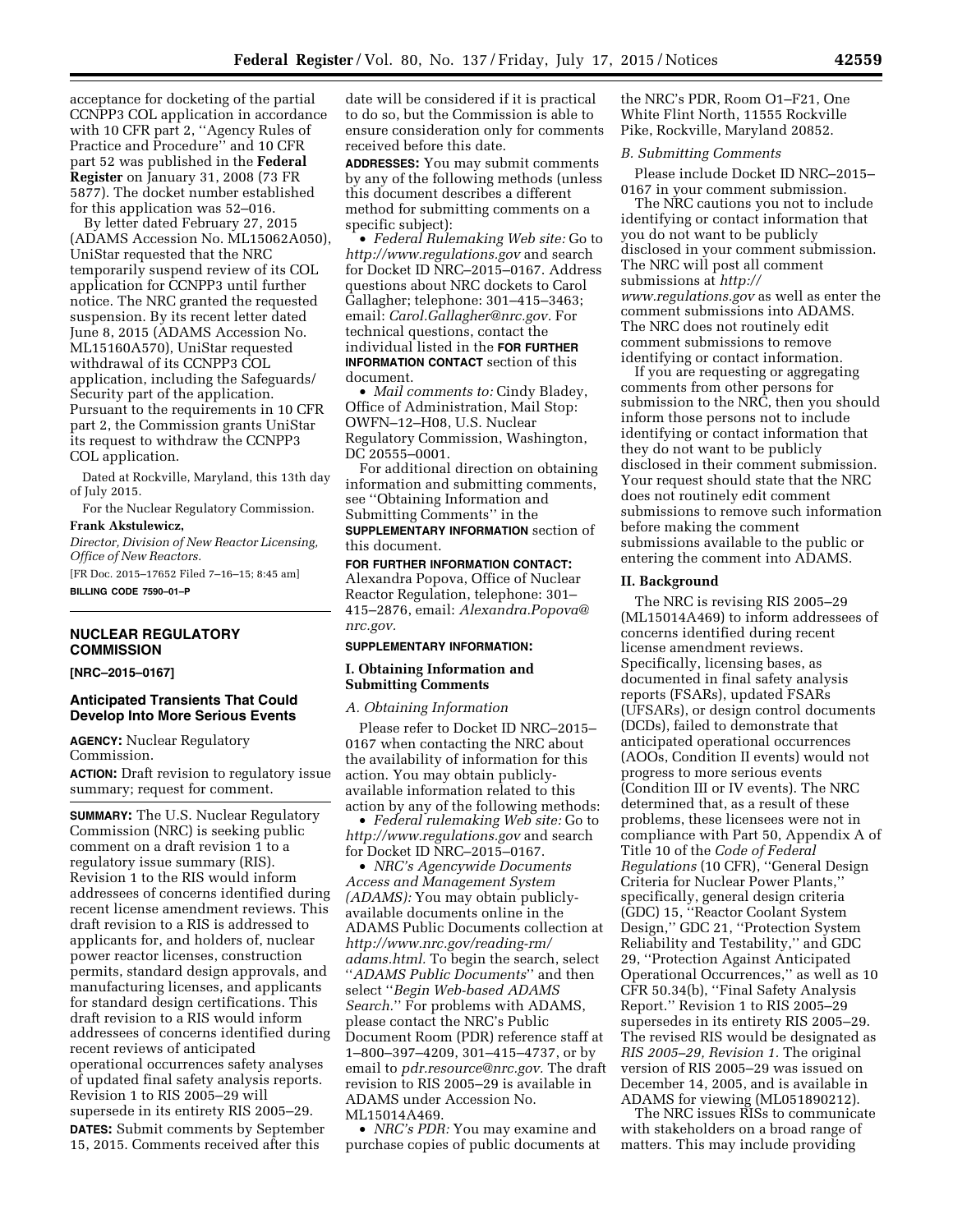acceptance for docketing of the partial CCNPP3 COL application in accordance with 10 CFR part 2, ''Agency Rules of Practice and Procedure'' and 10 CFR part 52 was published in the **Federal Register** on January 31, 2008 (73 FR 5877). The docket number established for this application was 52–016.

By letter dated February 27, 2015 (ADAMS Accession No. ML15062A050), UniStar requested that the NRC temporarily suspend review of its COL application for CCNPP3 until further notice. The NRC granted the requested suspension. By its recent letter dated June 8, 2015 (ADAMS Accession No. ML15160A570), UniStar requested withdrawal of its CCNPP3 COL application, including the Safeguards/Security part of the application. Pursuant to the requirements in 10 CFR part 2, the Commission grants UniStar its request to withdraw the CCNPP3 COL application.

Dated at Rockville, Maryland, this 13th day of July 2015.

For the Nuclear Regulatory Commission.

**Frank Akstulewicz,**

*Director, Division of New Reactor Licensing, Office of New Reactors.*

[FR Doc. 2015–17652 Filed 7–16–15; 8:45 am]

**BILLING CODE 7590–01–P**

## NUCLEAR REGULATORY COMMISSION

**[NRC–2015–0167]**

### Anticipated Transients That Could Develop Into More Serious Events

**AGENCY:** Nuclear Regulatory Commission.

**ACTION:** Draft revision to regulatory issue summary; request for comment.

**SUMMARY:** The U.S. Nuclear Regulatory Commission (NRC) is seeking public comment on a draft revision 1 to a regulatory issue summary (RIS). Revision 1 to the RIS would inform addressees of concerns identified during recent license amendment reviews. This draft revision to a RIS is addressed to applicants for, and holders of, nuclear power reactor licenses, construction permits, standard design approvals, and manufacturing licenses, and applicants for standard design certifications. This draft revision to a RIS would inform addressees of concerns identified during recent reviews of anticipated operational occurrences safety analyses of updated final safety analysis reports. Revision 1 to RIS 2005–29 will supersede in its entirety RIS 2005–29.

**DATES:** Submit comments by September 15, 2015. Comments received after this date will be considered if it is practical to do so, but the Commission is able to ensure consideration only for comments received before this date.

**ADDRESSES:** You may submit comments by any of the following methods (unless this document describes a different method for submitting comments on a specific subject):

- *Federal Rulemaking Web site:* Go to *http://www.regulations.gov* and search for Docket ID NRC–2015–0167. Address questions about NRC dockets to Carol Gallagher; telephone: 301–415–3463; email: *Carol.Gallagher@nrc.gov.* For technical questions, contact the individual listed in the **FOR FURTHER INFORMATION CONTACT** section of this document.
- *Mail comments to:* Cindy Bladey, Office of Administration, Mail Stop: OWFN–12–H08, U.S. Nuclear Regulatory Commission, Washington, DC 20555–0001.

For additional direction on obtaining information and submitting comments, see ''Obtaining Information and Submitting Comments'' in the **SUPPLEMENTARY INFORMATION** section of this document.

**FOR FURTHER INFORMATION CONTACT:** Alexandra Popova, Office of Nuclear Reactor Regulation, telephone: 301–415–2876, email: *Alexandra.Popova@nrc.gov.*

**SUPPLEMENTARY INFORMATION:**

### I. Obtaining Information and Submitting Comments

*A. Obtaining Information*

Please refer to Docket ID NRC–2015–0167 when contacting the NRC about the availability of information for this action. You may obtain publicly-available information related to this action by any of the following methods:

- *Federal rulemaking Web site:* Go to *http://www.regulations.gov* and search for Docket ID NRC–2015–0167.
- *NRC's Agencywide Documents Access and Management System (ADAMS):* You may obtain publicly-available documents online in the ADAMS Public Documents collection at *http://www.nrc.gov/reading-rm/adams.html.* To begin the search, select ''*ADAMS Public Documents*'' and then select ''*Begin Web-based ADAMS Search.*'' For problems with ADAMS, please contact the NRC's Public Document Room (PDR) reference staff at 1–800–397–4209, 301–415–4737, or by email to *pdr.resource@nrc.gov.* The draft revision to RIS 2005–29 is available in ADAMS under Accession No. ML15014A469.
- *NRC's PDR:* You may examine and purchase copies of public documents at the NRC's PDR, Room O1–F21, One White Flint North, 11555 Rockville Pike, Rockville, Maryland 20852.

*B. Submitting Comments*

Please include Docket ID NRC–2015–0167 in your comment submission.

The NRC cautions you not to include identifying or contact information that you do not want to be publicly disclosed in your comment submission. The NRC will post all comment submissions at *http://www.regulations.gov* as well as enter the comment submissions into ADAMS. The NRC does not routinely edit comment submissions to remove identifying or contact information.

If you are requesting or aggregating comments from other persons for submission to the NRC, then you should inform those persons not to include identifying or contact information that they do not want to be publicly disclosed in their comment submission. Your request should state that the NRC does not routinely edit comment submissions to remove such information before making the comment submissions available to the public or entering the comment into ADAMS.

### II. Background

The NRC is revising RIS 2005–29 (ML15014A469) to inform addressees of concerns identified during recent license amendment reviews. Specifically, licensing bases, as documented in final safety analysis reports (FSARs), updated FSARs (UFSARs), or design control documents (DCDs), failed to demonstrate that anticipated operational occurrences (AOOs, Condition II events) would not progress to more serious events (Condition III or IV events). The NRC determined that, as a result of these problems, these licensees were not in compliance with Part 50, Appendix A of Title 10 of the *Code of Federal Regulations* (10 CFR), ''General Design Criteria for Nuclear Power Plants,'' specifically, general design criteria (GDC) 15, ''Reactor Coolant System Design,'' GDC 21, ''Protection System Reliability and Testability,'' and GDC 29, ''Protection Against Anticipated Operational Occurrences,'' as well as 10 CFR 50.34(b), ''Final Safety Analysis Report.'' Revision 1 to RIS 2005–29 supersedes in its entirety RIS 2005–29. The revised RIS would be designated as *RIS 2005–29, Revision 1.* The original version of RIS 2005–29 was issued on December 14, 2005, and is available in ADAMS for viewing (ML051890212).

The NRC issues RISs to communicate with stakeholders on a broad range of matters. This may include providing